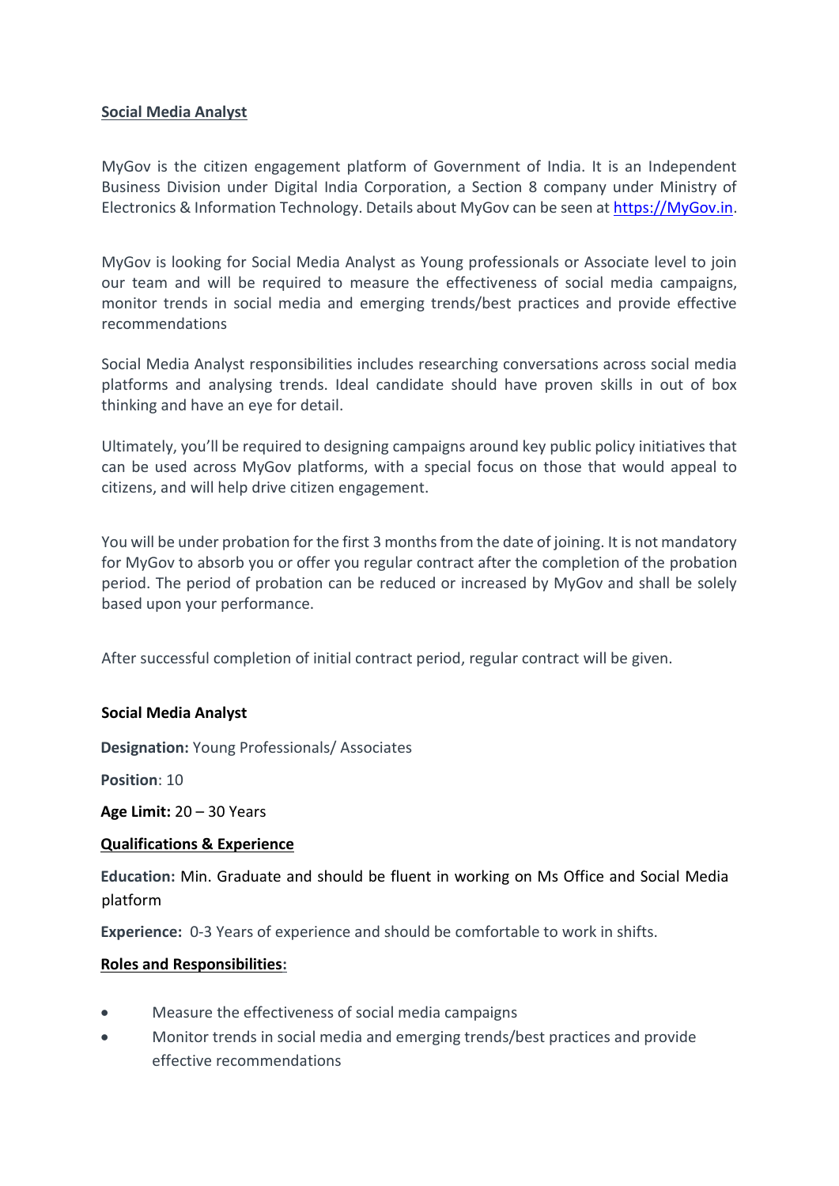**Social Media Analyst**

MyGov is the citizen engagement platform of Government of India. It is an Independent Business Division under Digital India Corporation, a Section 8 company under Ministry of Electronics & Information Technology. Details about MyGov can be seen at [https://MyGov.in](https://MyGov.in).

MyGov is looking for Social Media Analyst as Young professionals or Associate level to join our team and will be required to measure the effectiveness of social media campaigns, monitor trends in social media and emerging trends/best practices and provide effective recommendations

Social Media Analyst responsibilities includes researching conversations across social media platforms and analysing trends. Ideal candidate should have proven skills in out of box thinking and have an eye for detail.

Ultimately, you'll be required to designing campaigns around key public policy initiatives that can be used across MyGov platforms, with a special focus on those that would appeal to citizens, and will help drive citizen engagement.

You will be under probation for the first 3 months from the date of joining. It is not mandatory for MyGov to absorb you or offer you regular contract after the completion of the probation period. The period of probation can be reduced or increased by MyGov and shall be solely based upon your performance.

After successful completion of initial contract period, regular contract will be given.

**Social Media Analyst**

**Designation:** Young Professionals/ Associates

**Position**: 10

**Age Limit:** 20 – 30 Years

**Qualifications & Experience**

**Education:** Min. Graduate and should be fluent in working on Ms Office and Social Media platform

**Experience:** 0-3 Years of experience and should be comfortable to work in shifts.

**Roles and Responsibilities:**

- Measure the effectiveness of social media campaigns
- Monitor trends in social media and emerging trends/best practices and provide effective recommendations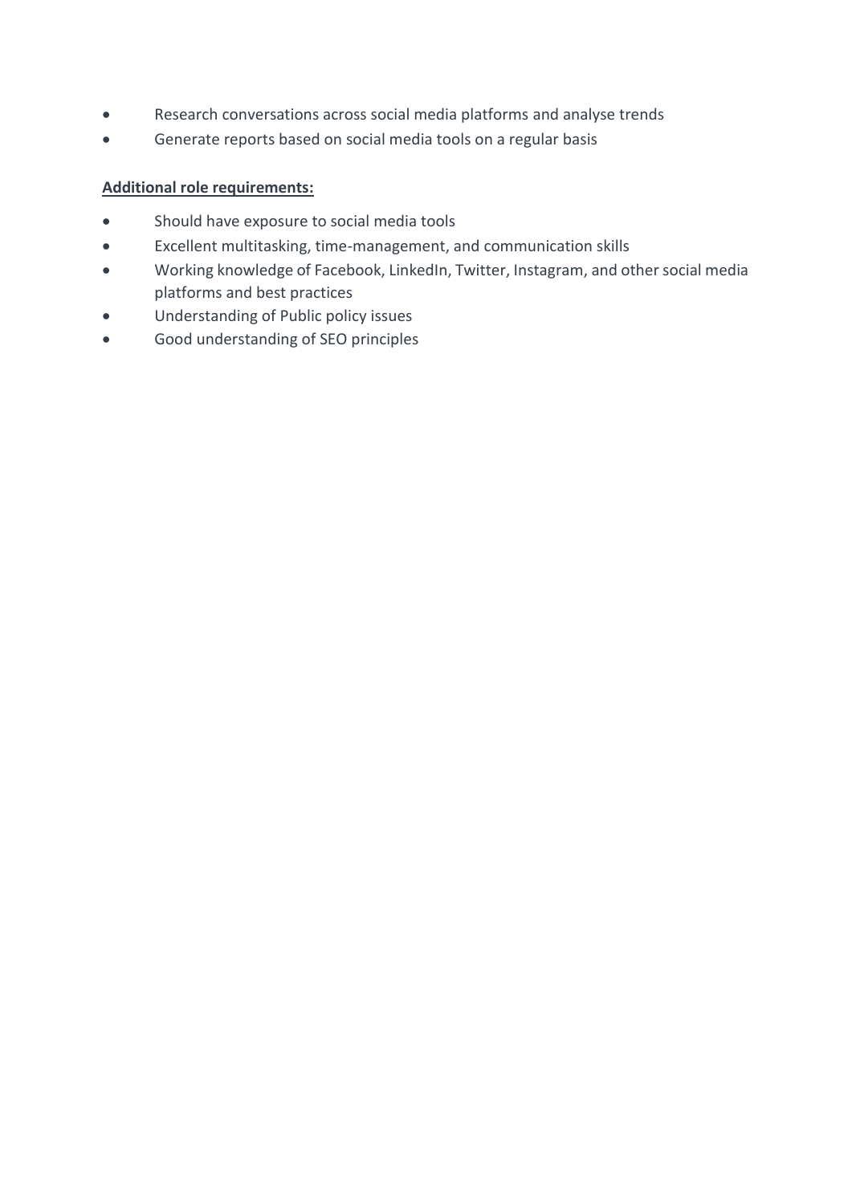- Research conversations across social media platforms and analyse trends
- Generate reports based on social media tools on a regular basis

**Additional role requirements:**

- Should have exposure to social media tools
- Excellent multitasking, time-management, and communication skills
- Working knowledge of Facebook, LinkedIn, Twitter, Instagram, and other social media platforms and best practices
- Understanding of Public policy issues
- Good understanding of SEO principles